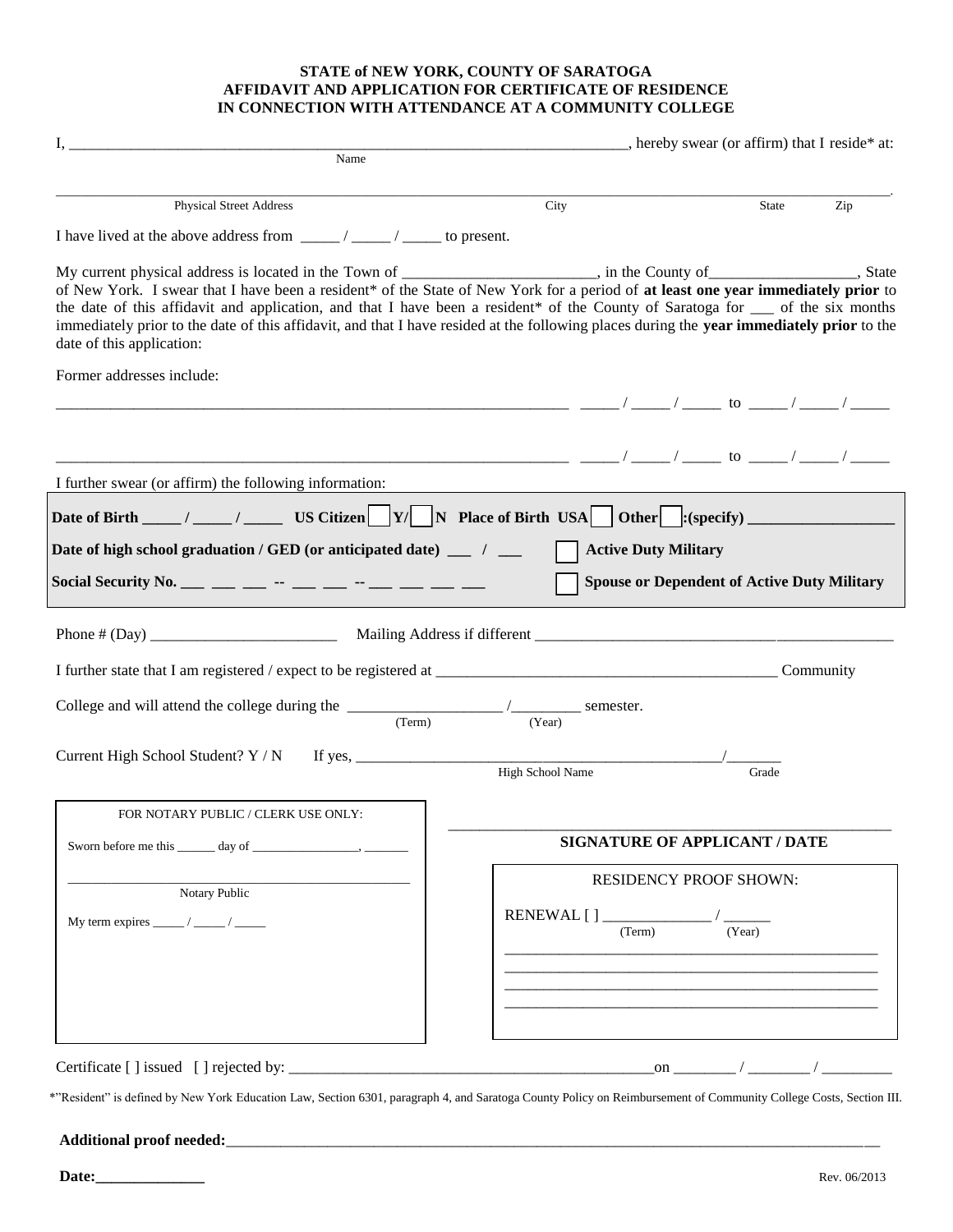**STATE of NEW YORK, COUNTY OF SARATOGA**
**AFFIDAVIT AND APPLICATION FOR CERTIFICATE OF RESIDENCE**
**IN CONNECTION WITH ATTENDANCE AT A COMMUNITY COLLEGE**

I, ___________________________________________________________________________, hereby swear (or affirm) that I reside* at:
Name

_____________________________________________________________________________________________________________.
Physical Street Address City State Zip

I have lived at the above address from _____ / _____ / _____ to present.

My current physical address is located in the Town of ________________________, in the County of__________________, State of New York. I swear that I have been a resident* of the State of New York for a period of **at least one year immediately prior** to the date of this affidavit and application, and that I have been a resident* of the County of Saratoga for ___ of the six months immediately prior to the date of this affidavit, and that I have resided at the following places during the **year immediately prior** to the date of this application:

Former addresses include:

__________________________________________________________________ _____ / _____ / _____ to _____ / _____ / _____

__________________________________________________________________ _____ / _____ / _____ to _____ / _____ / _____

I further swear (or affirm) the following information:

**Date of Birth _____ / _____ / _____ US Citizen [ ] Y/ [ ] N Place of Birth USA [ ] Other [ ] :(specify) __________________**

**Date of high school graduation / GED (or anticipated date) ___ / ___** [ ] **Active Duty Military**

**Social Security No. ___ ___ ___ -- ___ ___ -- ___ ___ ___ ___** [ ] **Spouse or Dependent of Active Duty Military**

Phone # (Day) _______________________ Mailing Address if different ______________________________________________

I further state that I am registered / expect to be registered at ____________________________________________ Community College and will attend the college during the ___________________ /_________ semester.
(Term) (Year)

Current High School Student? Y / N If yes, _______________________________________________/_______
High School Name Grade

FOR NOTARY PUBLIC / CLERK USE ONLY:

Sworn before me this ______ day of _________________, _______

_________________________________________________
Notary Public

My term expires _____ / _____ / _____

_______________________________________________
**SIGNATURE OF APPLICANT / DATE**

RESIDENCY PROOF SHOWN:

RENEWAL [ ] ______________ / ______
(Term) (Year)

_______________________________________________
_______________________________________________
_______________________________________________
_______________________________________________

Certificate [ ] issued [ ] rejected by: _________________________________________________on ________ / ________ / _________

*"Resident" is defined by New York Education Law, Section 6301, paragraph 4, and Saratoga County Policy on Reimbursement of Community College Costs, Section III.

**Additional proof needed:**_____________________________________________________________________________________

**Date:**______________

Rev. 06/2013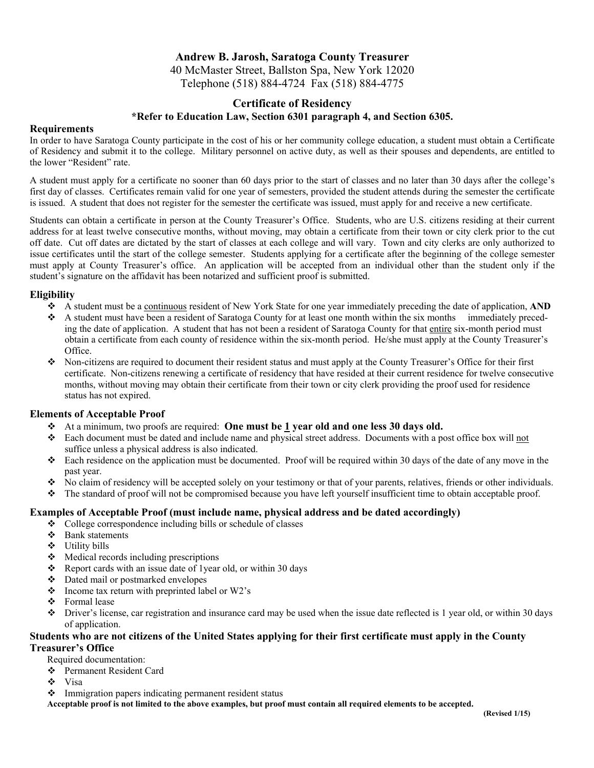**Andrew B. Jarosh, Saratoga County Treasurer**
40 McMaster Street, Ballston Spa, New York 12020
Telephone (518) 884-4724 Fax (518) 884-4775

# Certificate of Residency

**\*Refer to Education Law, Section 6301 paragraph 4, and Section 6305.**

## Requirements

In order to have Saratoga County participate in the cost of his or her community college education, a student must obtain a Certificate of Residency and submit it to the college. Military personnel on active duty, as well as their spouses and dependents, are entitled to the lower "Resident" rate.

A student must apply for a certificate no sooner than 60 days prior to the start of classes and no later than 30 days after the college's first day of classes. Certificates remain valid for one year of semesters, provided the student attends during the semester the certificate is issued. A student that does not register for the semester the certificate was issued, must apply for and receive a new certificate.

Students can obtain a certificate in person at the County Treasurer's Office. Students, who are U.S. citizens residing at their current address for at least twelve consecutive months, without moving, may obtain a certificate from their town or city clerk prior to the cut off date. Cut off dates are dictated by the start of classes at each college and will vary. Town and city clerks are only authorized to issue certificates until the start of the college semester. Students applying for a certificate after the beginning of the college semester must apply at County Treasurer's office. An application will be accepted from an individual other than the student only if the student's signature on the affidavit has been notarized and sufficient proof is submitted.

## Eligibility

- A student must be a continuous resident of New York State for one year immediately preceding the date of application, **AND**
- A student must have been a resident of Saratoga County for at least one month within the six months immediately preceding the date of application. A student that has not been a resident of Saratoga County for that entire six-month period must obtain a certificate from each county of residence within the six-month period. He/she must apply at the County Treasurer's Office.
- Non-citizens are required to document their resident status and must apply at the County Treasurer's Office for their first certificate. Non-citizens renewing a certificate of residency that have resided at their current residence for twelve consecutive months, without moving may obtain their certificate from their town or city clerk providing the proof used for residence status has not expired.

## Elements of Acceptable Proof

- At a minimum, two proofs are required: **One must be 1 year old and one less 30 days old.**
- Each document must be dated and include name and physical street address. Documents with a post office box will not suffice unless a physical address is also indicated.
- Each residence on the application must be documented. Proof will be required within 30 days of the date of any move in the past year.
- No claim of residency will be accepted solely on your testimony or that of your parents, relatives, friends or other individuals.
- The standard of proof will not be compromised because you have left yourself insufficient time to obtain acceptable proof.

## Examples of Acceptable Proof (must include name, physical address and be dated accordingly)

- College correspondence including bills or schedule of classes
- Bank statements
- Utility bills
- Medical records including prescriptions
- Report cards with an issue date of 1year old, or within 30 days
- Dated mail or postmarked envelopes
- Income tax return with preprinted label or W2's
- Formal lease
- Driver's license, car registration and insurance card may be used when the issue date reflected is 1 year old, or within 30 days of application.

## Students who are not citizens of the United States applying for their first certificate must apply in the County Treasurer's Office

Required documentation:

- Permanent Resident Card
- Visa
- Immigration papers indicating permanent resident status

**Acceptable proof is not limited to the above examples, but proof must contain all required elements to be accepted.**

**(Revised 1/15)**